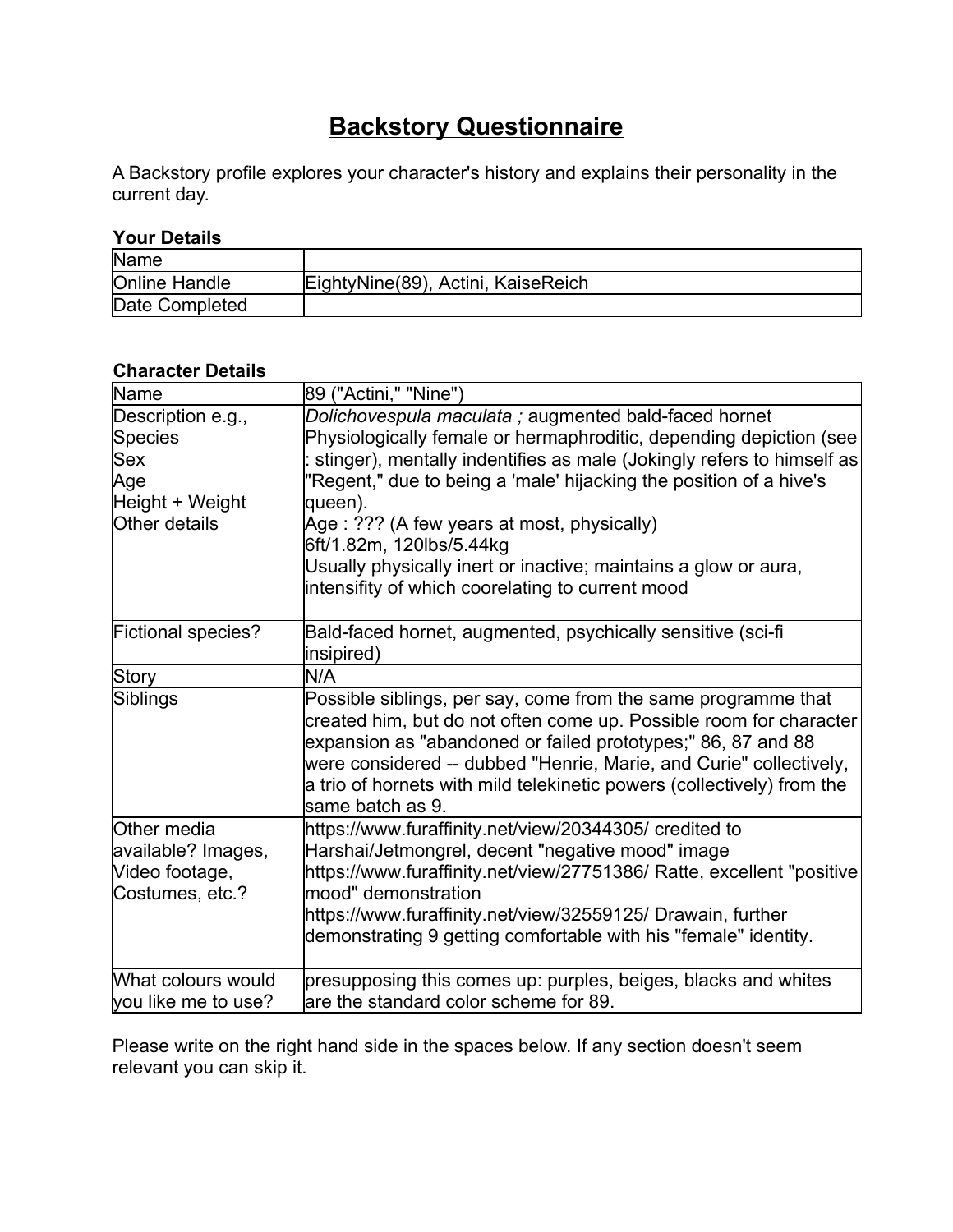# Backstory Questionnaire

A Backstory profile explores your character's history and explains their personality in the current day.

**Your Details**

| Name | |
|---|---|
| Online Handle | EightyNine(89), Actini, KaiseReich |
| Date Completed | |

**Character Details**

| Name | 89 ("Actini," "Nine") |
|---|---|
| Description e.g., Species Sex Age Height + Weight Other details | *Dolichovespula maculata ;* augmented bald-faced hornet Physiologically female or hermaphroditic, depending depiction (see : stinger), mentally indentifies as male (Jokingly refers to himself as "Regent," due to being a 'male' hijacking the position of a hive's queen).<br>Age : ??? (A few years at most, physically)<br>6ft/1.82m, 120lbs/5.44kg<br>Usually physically inert or inactive; maintains a glow or aura, intensifity of which coorelating to current mood |
| Fictional species? | Bald-faced hornet, augmented, psychically sensitive (sci-fi insipired) |
| Story | N/A |
| Siblings | Possible siblings, per say, come from the same programme that created him, but do not often come up. Possible room for character expansion as "abandoned or failed prototypes;" 86, 87 and 88 were considered -- dubbed "Henrie, Marie, and Curie" collectively, a trio of hornets with mild telekinetic powers (collectively) from the same batch as 9. |
| Other media available? Images, Video footage, Costumes, etc.? | https://www.furaffinity.net/view/20344305/ credited to Harshai/Jetmongrel, decent "negative mood" image<br>https://www.furaffinity.net/view/27751386/ Ratte, excellent "positive mood" demonstration<br>https://www.furaffinity.net/view/32559125/ Drawain, further demonstrating 9 getting comfortable with his "female" identity. |
| What colours would you like me to use? | presupposing this comes up: purples, beiges, blacks and whites are the standard color scheme for 89. |

Please write on the right hand side in the spaces below. If any section doesn't seem relevant you can skip it.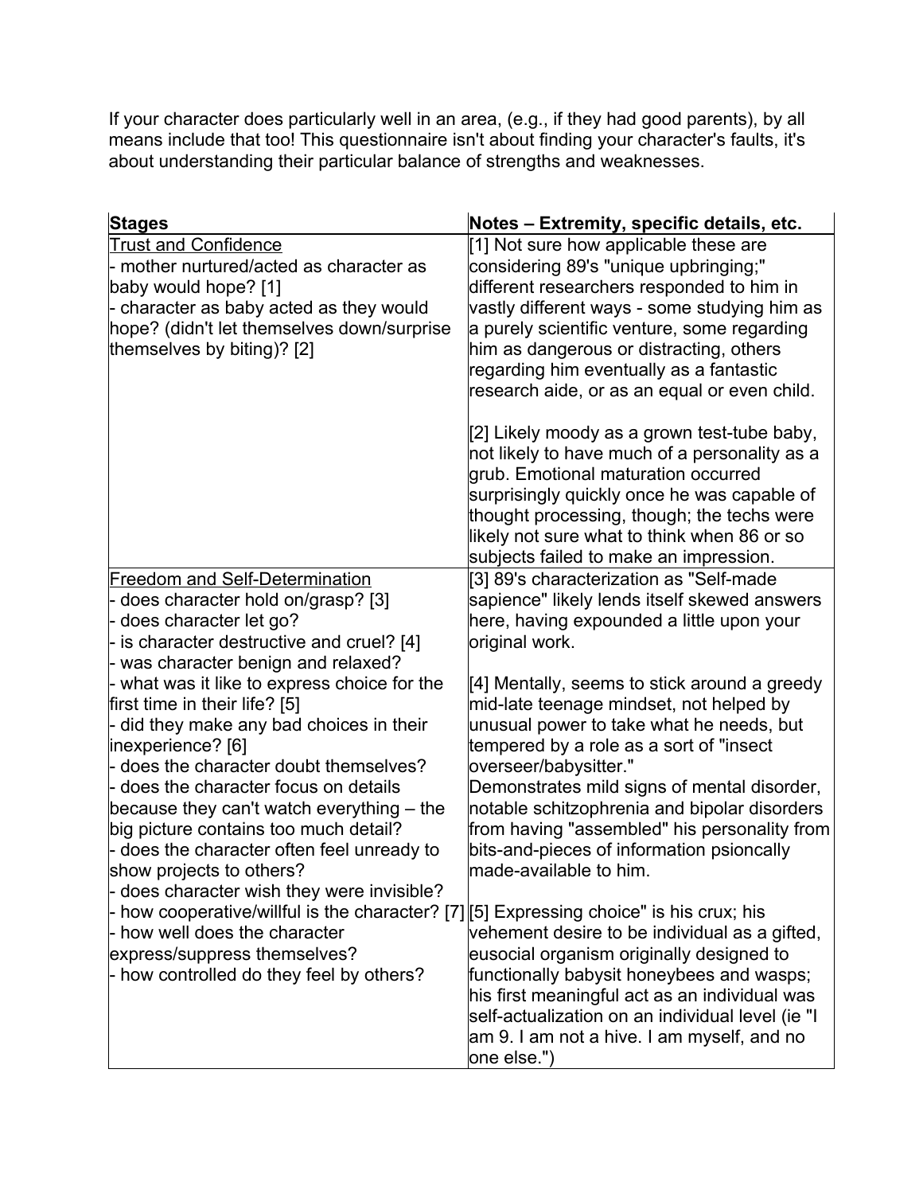If your character does particularly well in an area, (e.g., if they had good parents), by all means include that too! This questionnaire isn't about finding your character's faults, it's about understanding their particular balance of strengths and weaknesses.

| **Stages** | **Notes – Extremity, specific details, etc.** |
|---|---|
| Trust and Confidence<br>- mother nurtured/acted as character as baby would hope? [1]<br>- character as baby acted as they would hope? (didn't let themselves down/surprise themselves by biting)? [2] | [1] Not sure how applicable these are considering 89's "unique upbringing;" different researchers responded to him in vastly different ways - some studying him as a purely scientific venture, some regarding him as dangerous or distracting, others regarding him eventually as a fantastic research aide, or as an equal or even child.<br><br>[2] Likely moody as a grown test-tube baby, not likely to have much of a personality as a grub. Emotional maturation occurred surprisingly quickly once he was capable of thought processing, though; the techs were likely not sure what to think when 86 or so subjects failed to make an impression. |
| Freedom and Self-Determination<br>- does character hold on/grasp? [3]<br>- does character let go?<br>- is character destructive and cruel? [4]<br>- was character benign and relaxed?<br>- what was it like to express choice for the first time in their life? [5]<br>- did they make any bad choices in their inexperience? [6]<br>- does the character doubt themselves?<br>- does the character focus on details because they can't watch everything – the big picture contains too much detail?<br>- does the character often feel unready to show projects to others?<br>- does character wish they were invisible?<br>- how cooperative/willful is the character? [7]<br>- how well does the character express/suppress themselves?<br>- how controlled do they feel by others? | [3] 89's characterization as "Self-made sapience" likely lends itself skewed answers here, having expounded a little upon your original work.<br><br>[4] Mentally, seems to stick around a greedy mid-late teenage mindset, not helped by unusual power to take what he needs, but tempered by a role as a sort of "insect overseer/babysitter."<br>Demonstrates mild signs of mental disorder, notable schizophrenia and bipolar disorders from having "assembled" his personality from bits-and-pieces of information psionically made-available to him.<br><br>[5] Expressing choice" is his crux; his vehement desire to be individual as a gifted, eusocial organism originally designed to functionally babysit honeybees and wasps; his first meaningful act as an individual was self-actualization on an individual level (ie "I am 9. I am not a hive. I am myself, and no one else.") |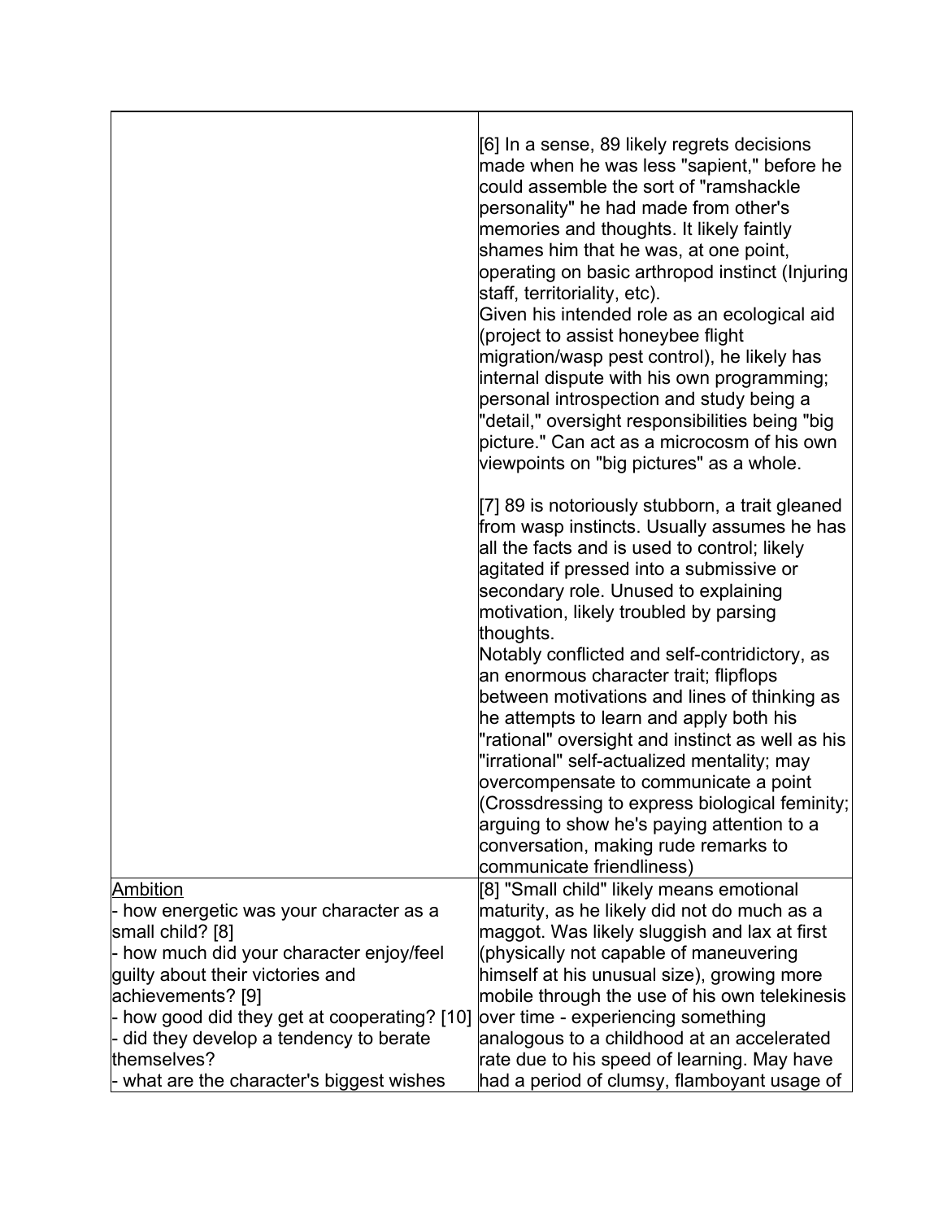| | |
|---|---|
| | [6] In a sense, 89 likely regrets decisions made when he was less "sapient," before he could assemble the sort of "ramshackle personality" he had made from other's memories and thoughts. It likely faintly shames him that he was, at one point, operating on basic arthropod instinct (Injuring staff, territoriality, etc).<br>Given his intended role as an ecological aid (project to assist honeybee flight migration/wasp pest control), he likely has internal dispute with his own programming; personal introspection and study being a "detail," oversight responsibilities being "big picture." Can act as a microcosm of his own viewpoints on "big pictures" as a whole.<br><br>[7] 89 is notoriously stubborn, a trait gleaned from wasp instincts. Usually assumes he has all the facts and is used to control; likely agitated if pressed into a submissive or secondary role. Unused to explaining motivation, likely troubled by parsing thoughts.<br>Notably conflicted and self-contridictory, as an enormous character trait; flipflops between motivations and lines of thinking as he attempts to learn and apply both his "rational" oversight and instinct as well as his "irrational" self-actualized mentality; may overcompensate to communicate a point (Crossdressing to express biological feminity; arguing to show he's paying attention to a conversation, making rude remarks to communicate friendliness) |
| <u>Ambition</u><br>- how energetic was your character as a small child? [8]<br>- how much did your character enjoy/feel guilty about their victories and achievements? [9]<br>- how good did they get at cooperating? [10]<br>- did they develop a tendency to berate themselves?<br>- what are the character's biggest wishes | [8] "Small child" likely means emotional maturity, as he likely did not do much as a maggot. Was likely sluggish and lax at first (physically not capable of maneuvering himself at his unusual size), growing more mobile through the use of his own telekinesis over time - experiencing something analogous to a childhood at an accelerated rate due to his speed of learning. May have had a period of clumsy, flamboyant usage of |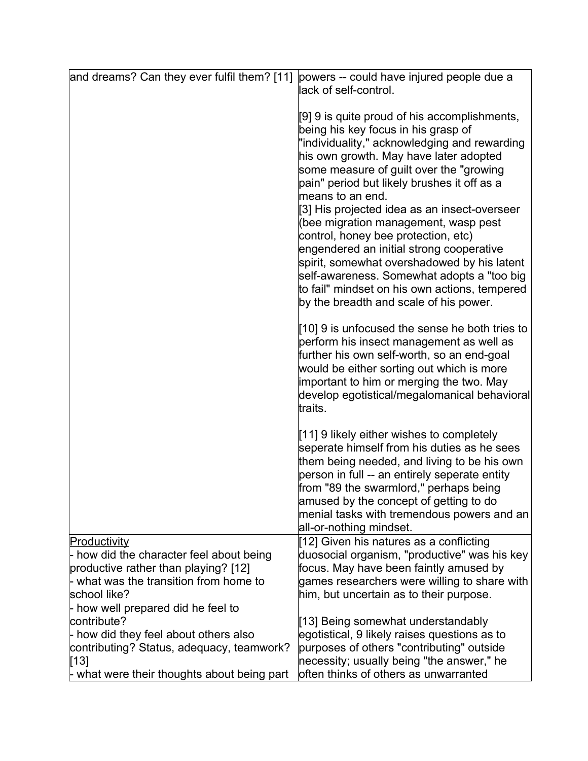| | |
|---|---|
| and dreams? Can they ever fulfil them? [11] | powers -- could have injured people due a lack of self-control.<br><br>[9] 9 is quite proud of his accomplishments, being his key focus in his grasp of "individuality," acknowledging and rewarding his own growth. May have later adopted some measure of guilt over the "growing pain" period but likely brushes it off as a means to an end.<br>[3] His projected idea as an insect-overseer (bee migration management, wasp pest control, honey bee protection, etc) engendered an initial strong cooperative spirit, somewhat overshadowed by his latent self-awareness. Somewhat adopts a "too big to fail" mindset on his own actions, tempered by the breadth and scale of his power.<br><br>[10] 9 is unfocused the sense he both tries to perform his insect management as well as further his own self-worth, so an end-goal would be either sorting out which is more important to him or merging the two. May develop egotistical/megalomanical behavioral traits.<br><br>[11] 9 likely either wishes to completely seperate himself from his duties as he sees them being needed, and living to be his own person in full -- an entirely seperate entity from "89 the swarmlord," perhaps being amused by the concept of getting to do menial tasks with tremendous powers and an all-or-nothing mindset. |
| <u>Productivity</u><br>- how did the character feel about being productive rather than playing? [12]<br>- what was the transition from home to school like?<br>- how well prepared did he feel to contribute?<br>- how did they feel about others also contributing? Status, adequacy, teamwork? [13]<br>- what were their thoughts about being part | [12] Given his natures as a conflicting duosocial organism, "productive" was his key focus. May have been faintly amused by games researchers were willing to share with him, but uncertain as to their purpose.<br><br>[13] Being somewhat understandably egotistical, 9 likely raises questions as to purposes of others "contributing" outside necessity; usually being "the answer," he often thinks of others as unwarranted |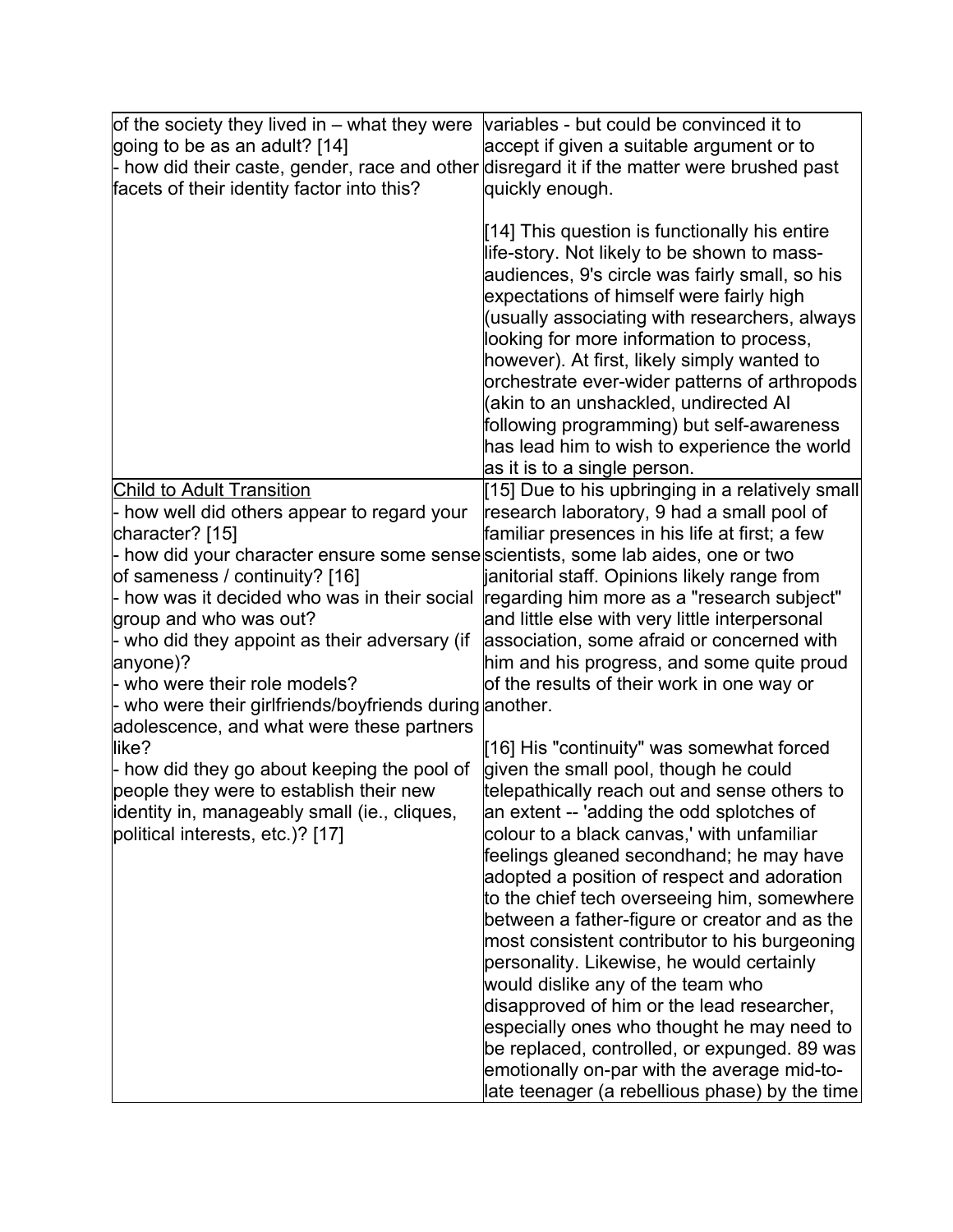| | |
|---|---|
| of the society they lived in – what they were going to be as an adult? [14]<br>- how did their caste, gender, race and other facets of their identity factor into this? | variables - but could be convinced it to accept if given a suitable argument or to disregard it if the matter were brushed past quickly enough.<br><br>[14] This question is functionally his entire life-story. Not likely to be shown to mass-audiences, 9's circle was fairly small, so his expectations of himself were fairly high (usually associating with researchers, always looking for more information to process, however). At first, likely simply wanted to orchestrate ever-wider patterns of arthropods (akin to an unshackled, undirected AI following programming) but self-awareness has lead him to wish to experience the world as it is to a single person. |
| <u>Child to Adult Transition</u><br>- how well did others appear to regard your character? [15]<br>- how did your character ensure some sense of sameness / continuity? [16]<br>- how was it decided who was in their social group and who was out?<br>- who did they appoint as their adversary (if anyone)?<br>- who were their role models?<br>- who were their girlfriends/boyfriends during adolescence, and what were these partners like?<br>- how did they go about keeping the pool of people they were to establish their new identity in, manageably small (ie., cliques, political interests, etc.)? [17] | [15] Due to his upbringing in a relatively small research laboratory, 9 had a small pool of familiar presences in his life at first; a few scientists, some lab aides, one or two janitorial staff. Opinions likely range from regarding him more as a "research subject" and little else with very little interpersonal association, some afraid or concerned with him and his progress, and some quite proud of the results of their work in one way or another.<br><br>[16] His "continuity" was somewhat forced given the small pool, though he could telepathically reach out and sense others to an extent -- 'adding the odd splotches of colour to a black canvas,' with unfamiliar feelings gleaned secondhand; he may have adopted a position of respect and adoration to the chief tech overseeing him, somewhere between a father-figure or creator and as the most consistent contributor to his burgeoning personality. Likewise, he would certainly would dislike any of the team who disapproved of him or the lead researcher, especially ones who thought he may need to be replaced, controlled, or expunged. 89 was emotionally on-par with the average mid-to-late teenager (a rebellious phase) by the time |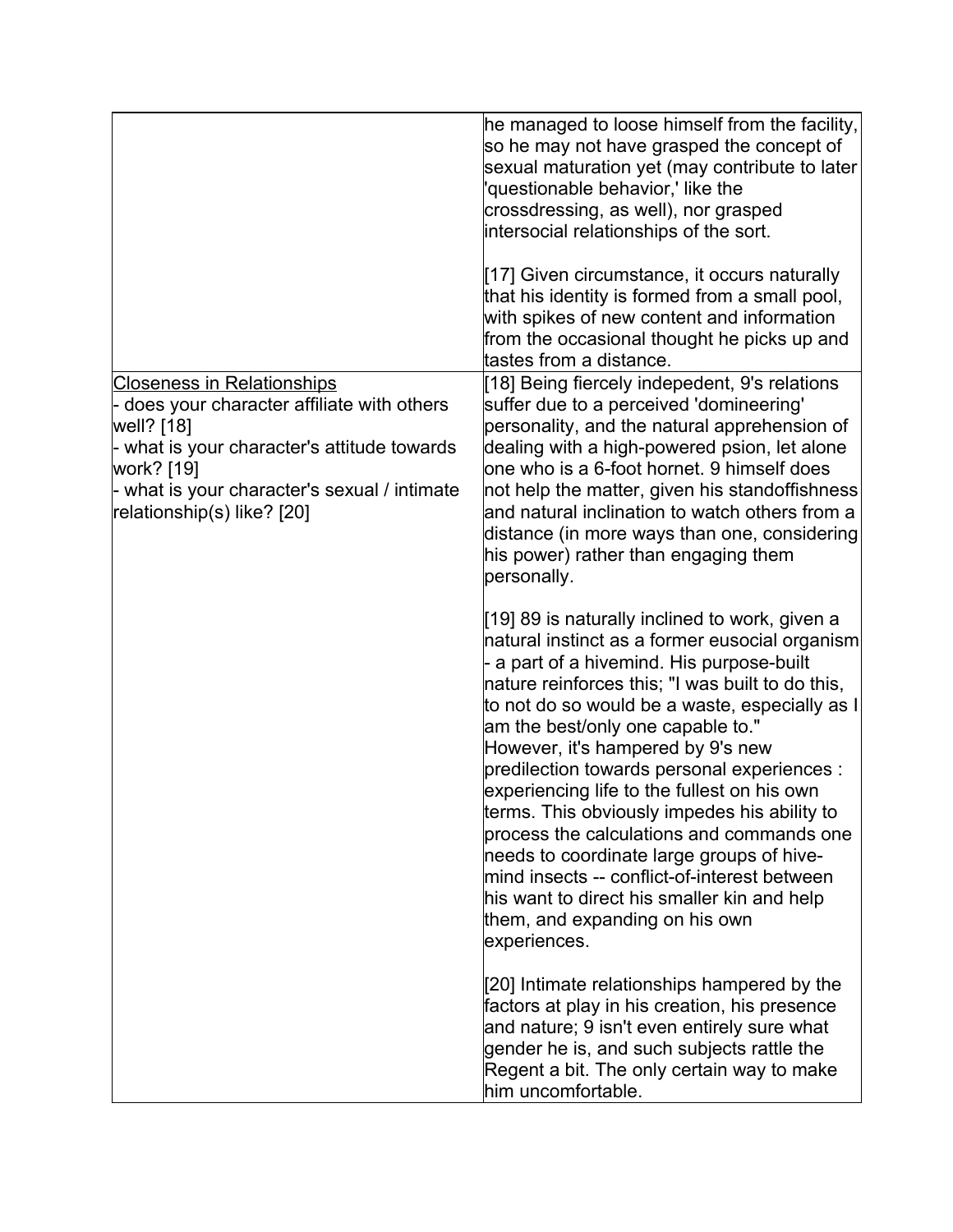| | |
|---|---|
| | he managed to loose himself from the facility, so he may not have grasped the concept of sexual maturation yet (may contribute to later 'questionable behavior,' like the crossdressing, as well), nor grasped intersocial relationships of the sort.<br><br>[17] Given circumstance, it occurs naturally that his identity is formed from a small pool, with spikes of new content and information from the occasional thought he picks up and tastes from a distance. |
| <u>Closeness in Relationships</u><br>- does your character affiliate with others well? [18]<br>- what is your character's attitude towards work? [19]<br>- what is your character's sexual / intimate relationship(s) like? [20] | [18] Being fiercely indepedent, 9's relations suffer due to a perceived 'domineering' personality, and the natural apprehension of dealing with a high-powered psion, let alone one who is a 6-foot hornet. 9 himself does not help the matter, given his standoffishness and natural inclination to watch others from a distance (in more ways than one, considering his power) rather than engaging them personally.<br><br>[19] 89 is naturally inclined to work, given a natural instinct as a former eusocial organism - a part of a hivemind. His purpose-built nature reinforces this; "I was built to do this, to not do so would be a waste, especially as I am the best/only one capable to." However, it's hampered by 9's new predilection towards personal experiences : experiencing life to the fullest on his own terms. This obviously impedes his ability to process the calculations and commands one needs to coordinate large groups of hive-mind insects -- conflict-of-interest between his want to direct his smaller kin and help them, and expanding on his own experiences.<br><br>[20] Intimate relationships hampered by the factors at play in his creation, his presence and nature; 9 isn't even entirely sure what gender he is, and such subjects rattle the Regent a bit. The only certain way to make him uncomfortable. |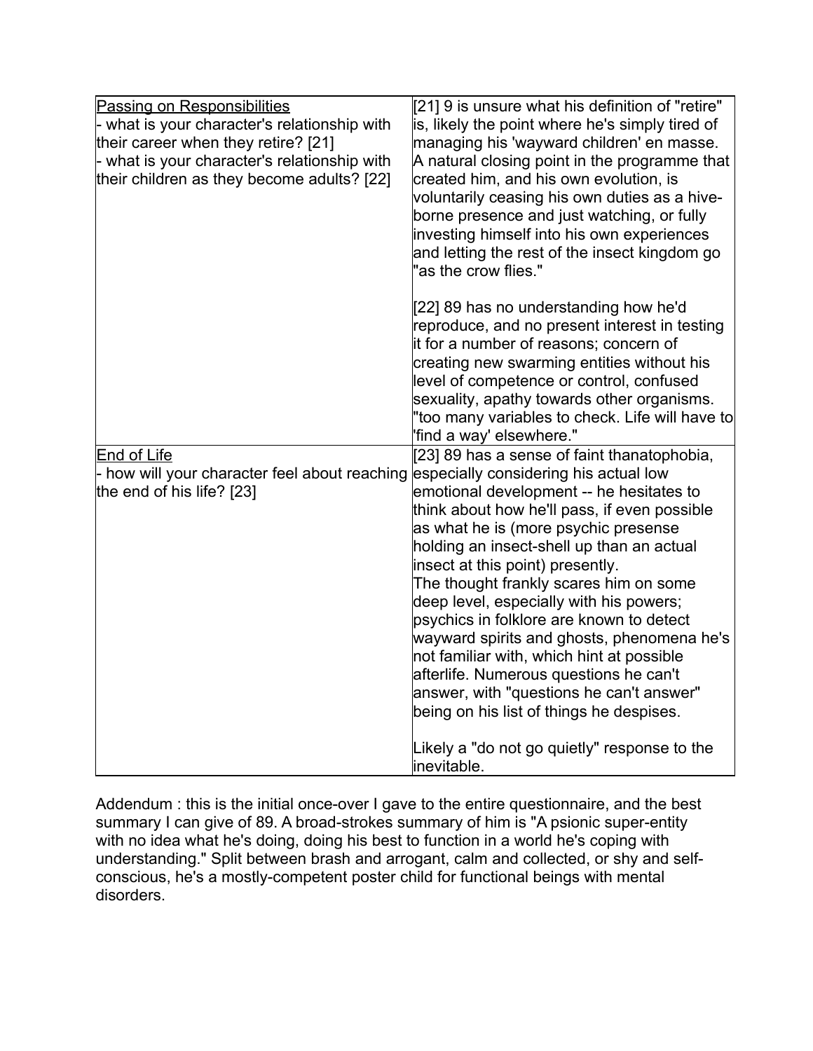| | |
|---|---|
| <u>Passing on Responsibilities</u><br>- what is your character's relationship with their career when they retire? [21]<br>- what is your character's relationship with their children as they become adults? [22] | [21] 9 is unsure what his definition of "retire" is, likely the point where he's simply tired of managing his 'wayward children' en masse. A natural closing point in the programme that created him, and his own evolution, is voluntarily ceasing his own duties as a hive-borne presence and just watching, or fully investing himself into his own experiences and letting the rest of the insect kingdom go "as the crow flies."<br><br>[22] 89 has no understanding how he'd reproduce, and no present interest in testing it for a number of reasons; concern of creating new swarming entities without his level of competence or control, confused sexuality, apathy towards other organisms. "too many variables to check. Life will have to 'find a way' elsewhere." |
| <u>End of Life</u><br>- how will your character feel about reaching the end of his life? [23] | [23] 89 has a sense of faint thanatophobia, especially considering his actual low emotional development -- he hesitates to think about how he'll pass, if even possible as what he is (more psychic presense holding an insect-shell up than an actual insect at this point) presently.<br>The thought frankly scares him on some deep level, especially with his powers; psychics in folklore are known to detect wayward spirits and ghosts, phenomena he's not familiar with, which hint at possible afterlife. Numerous questions he can't answer, with "questions he can't answer" being on his list of things he despises.<br><br>Likely a "do not go quietly" response to the inevitable. |

Addendum : this is the initial once-over I gave to the entire questionnaire, and the best summary I can give of 89. A broad-strokes summary of him is "A psionic super-entity with no idea what he's doing, doing his best to function in a world he's coping with understanding." Split between brash and arrogant, calm and collected, or shy and self-conscious, he's a mostly-competent poster child for functional beings with mental disorders.